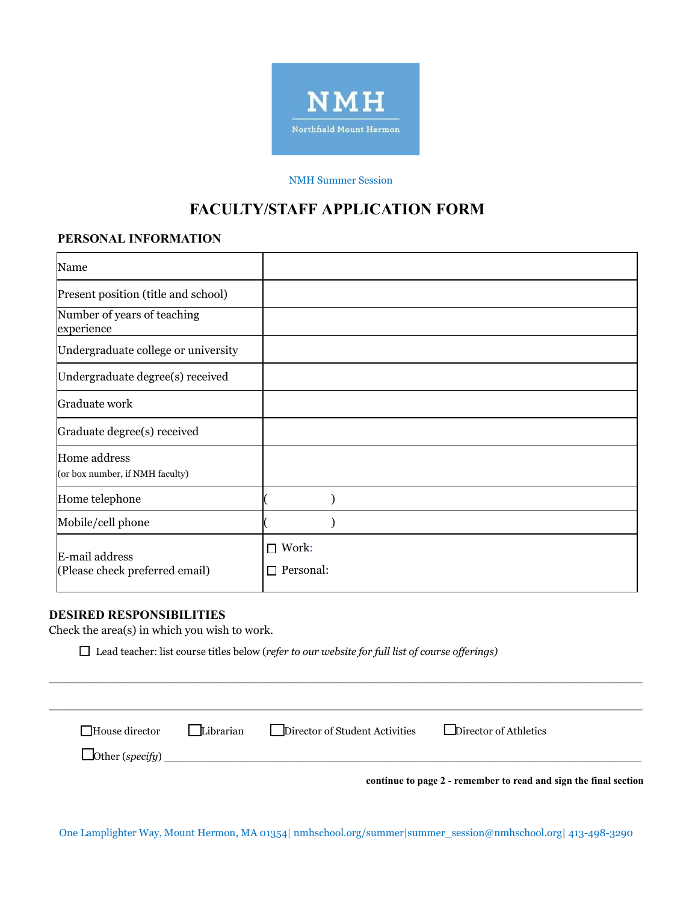NMH

Northfield Mount Hermon

NMH Summer Session

# FACULTY/STAFF APPLICATION FORM

## PERSONAL INFORMATION

| Name | |
|---|---|
| Present position (title and school) | |
| Number of years of teaching experience | |
| Undergraduate college or university | |
| Undergraduate degree(s) received | |
| Graduate work | |
| Graduate degree(s) received | |
| Home address (or box number, if NMH faculty) | |
| Home telephone | (          ) |
| Mobile/cell phone | (          ) |
| E-mail address (Please check preferred email) | ☐ Work: ☐ Personal: |

## DESIRED RESPONSIBILITIES

Check the area(s) in which you wish to work.

☐ Lead teacher: list course titles below (*refer to our website for full list of course offerings)*

\_\_\_\_\_\_\_\_\_\_\_\_\_\_\_\_\_\_\_\_\_\_\_\_\_\_\_\_\_\_\_\_\_\_\_\_\_\_\_\_\_\_\_\_\_\_\_\_\_\_\_\_\_\_\_\_\_\_\_\_\_\_\_\_\_\_\_\_\_\_

\_\_\_\_\_\_\_\_\_\_\_\_\_\_\_\_\_\_\_\_\_\_\_\_\_\_\_\_\_\_\_\_\_\_\_\_\_\_\_\_\_\_\_\_\_\_\_\_\_\_\_\_\_\_\_\_\_\_\_\_\_\_\_\_\_\_\_\_\_\_

☐ House director ☐ Librarian ☐ Director of Student Activities ☐ Director of Athletics

☐ Other (*specify*) \_\_\_\_\_\_\_\_\_\_\_\_\_\_\_\_\_\_\_\_\_\_\_\_\_\_\_\_\_\_\_\_\_\_\_\_\_\_\_\_\_\_\_\_\_\_\_\_\_\_\_\_\_\_

**continue to page 2 - remember to read and sign the final section**

One Lamplighter Way, Mount Hermon, MA 01354| nmhschool.org/summer|summer_session@nmhschool.org| 413-498-3290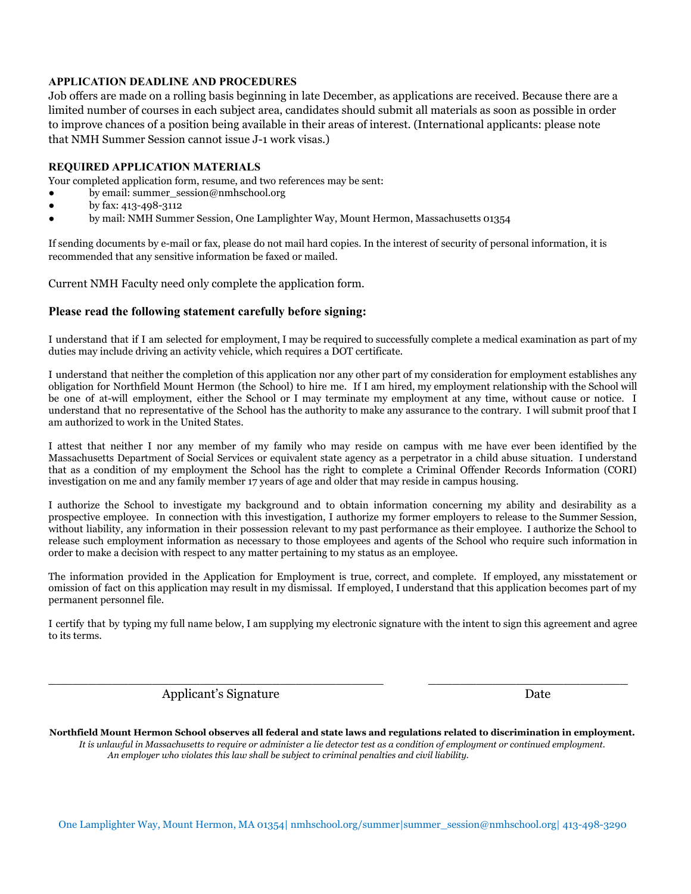**APPLICATION DEADLINE AND PROCEDURES**

Job offers are made on a rolling basis beginning in late December, as applications are received. Because there are a limited number of courses in each subject area, candidates should submit all materials as soon as possible in order to improve chances of a position being available in their areas of interest. (International applicants: please note that NMH Summer Session cannot issue J-1 work visas.)

**REQUIRED APPLICATION MATERIALS**

Your completed application form, resume, and two references may be sent:

- by email: summer_session@nmhschool.org
- by fax: 413-498-3112
- by mail: NMH Summer Session, One Lamplighter Way, Mount Hermon, Massachusetts 01354

If sending documents by e-mail or fax, please do not mail hard copies. In the interest of security of personal information, it is recommended that any sensitive information be faxed or mailed.

Current NMH Faculty need only complete the application form.

**Please read the following statement carefully before signing:**

I understand that if I am selected for employment, I may be required to successfully complete a medical examination as part of my duties may include driving an activity vehicle, which requires a DOT certificate.

I understand that neither the completion of this application nor any other part of my consideration for employment establishes any obligation for Northfield Mount Hermon (the School) to hire me. If I am hired, my employment relationship with the School will be one of at-will employment, either the School or I may terminate my employment at any time, without cause or notice. I understand that no representative of the School has the authority to make any assurance to the contrary. I will submit proof that I am authorized to work in the United States.

I attest that neither I nor any member of my family who may reside on campus with me have ever been identified by the Massachusetts Department of Social Services or equivalent state agency as a perpetrator in a child abuse situation. I understand that as a condition of my employment the School has the right to complete a Criminal Offender Records Information (CORI) investigation on me and any family member 17 years of age and older that may reside in campus housing.

I authorize the School to investigate my background and to obtain information concerning my ability and desirability as a prospective employee. In connection with this investigation, I authorize my former employers to release to the Summer Session, without liability, any information in their possession relevant to my past performance as their employee. I authorize the School to release such employment information as necessary to those employees and agents of the School who require such information in order to make a decision with respect to any matter pertaining to my status as an employee.

The information provided in the Application for Employment is true, correct, and complete. If employed, any misstatement or omission of fact on this application may result in my dismissal. If employed, I understand that this application becomes part of my permanent personnel file.

I certify that by typing my full name below, I am supplying my electronic signature with the intent to sign this agreement and agree to its terms.

\_\_\_\_\_\_\_\_\_\_\_\_\_\_\_\_\_\_\_\_\_\_\_\_\_\_\_\_\_\_\_\_\_\_\_\_\_\_\_\_ Applicant's Signature

\_\_\_\_\_\_\_\_\_\_\_\_\_\_\_\_\_\_\_\_\_\_\_\_ Date

**Northfield Mount Hermon School observes all federal and state laws and regulations related to discrimination in employment.**

*It is unlawful in Massachusetts to require or administer a lie detector test as a condition of employment or continued employment. An employer who violates this law shall be subject to criminal penalties and civil liability.*

One Lamplighter Way, Mount Hermon, MA 01354| nmhschool.org/summer|summer_session@nmhschool.org| 413-498-3290